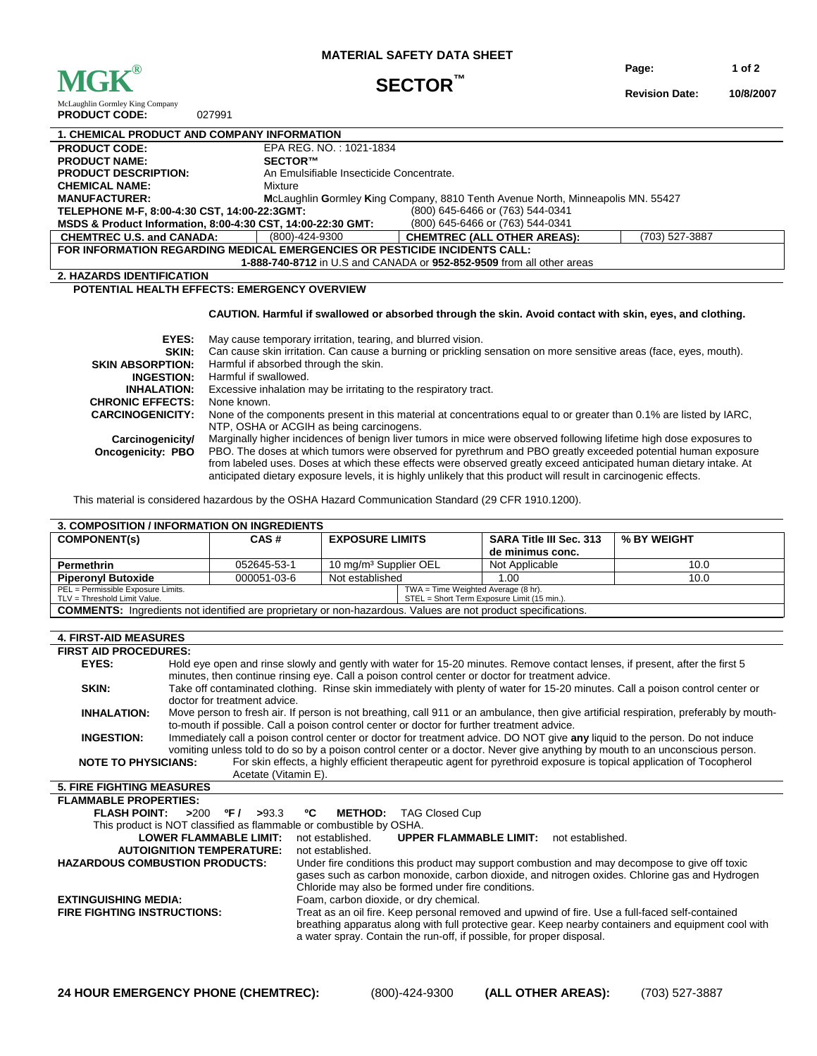# MATERIAL SAFETY DATA SHEET

**MGK®**
McLaughlin Gormley King Company

# SECTOR™

**Revision Date:** 10/8/2007

**PRODUCT CODE:** 027991

## 1. CHEMICAL PRODUCT AND COMPANY INFORMATION

**PRODUCT CODE:** EPA REG. NO. : 1021-1834
**PRODUCT NAME:** **SECTOR™**
**PRODUCT DESCRIPTION:** An Emulsifiable Insecticide Concentrate.
**CHEMICAL NAME:** Mixture
**MANUFACTURER:** **M**cLaughlin **G**ormley **K**ing Company, 8810 Tenth Avenue North, Minneapolis MN. 55427
**TELEPHONE M-F, 8:00-4:30 CST, 14:00-22:3GMT:** (800) 645-6466 or (763) 544-0341
**MSDS & Product Information, 8:00-4:30 CST, 14:00-22:30 GMT:** (800) 645-6466 or (763) 544-0341
**CHEMTREC U.S. and CANADA:** (800)-424-9300 **CHEMTREC (ALL OTHER AREAS):** (703) 527-3887

**FOR INFORMATION REGARDING MEDICAL EMERGENCIES OR PESTICIDE INCIDENTS CALL:**
**1-888-740-8712** in U.S and CANADA or **952-852-9509** from all other areas

## 2. HAZARDS IDENTIFICATION

**POTENTIAL HEALTH EFFECTS: EMERGENCY OVERVIEW**

**CAUTION. Harmful if swallowed or absorbed through the skin. Avoid contact with skin, eyes, and clothing.**

**EYES:** May cause temporary irritation, tearing, and blurred vision.
**SKIN:** Can cause skin irritation. Can cause a burning or prickling sensation on more sensitive areas (face, eyes, mouth).
**SKIN ABSORPTION:** Harmful if absorbed through the skin.
**INGESTION:** Harmful if swallowed.
**INHALATION:** Excessive inhalation may be irritating to the respiratory tract.
**CHRONIC EFFECTS:** None known.
**CARCINOGENICITY:** None of the components present in this material at concentrations equal to or greater than 0.1% are listed by IARC, NTP, OSHA or ACGIH as being carcinogens.
**Carcinogenicity/ Oncogenicity: PBO** Marginally higher incidences of benign liver tumors in mice were observed following lifetime high dose exposures to PBO. The doses at which tumors were observed for pyrethrum and PBO greatly exceeded potential human exposure from labeled uses. Doses at which these effects were observed greatly exceed anticipated human dietary intake. At anticipated dietary exposure levels, it is highly unlikely that this product will result in carcinogenic effects.

This material is considered hazardous by the OSHA Hazard Communication Standard (29 CFR 1910.1200).

## 3. COMPOSITION / INFORMATION ON INGREDIENTS

| COMPONENT(s) | CAS # | EXPOSURE LIMITS | SARA Title III Sec. 313 de minimus conc. | % BY WEIGHT |
|---|---|---|---|---|
| **Permethrin** | 052645-53-1 | 10 mg/m³ Supplier OEL | Not Applicable | 10.0 |
| **Piperonyl Butoxide** | 000051-03-6 | Not established | 1.00 | 10.0 |

PEL = Permissible Exposure Limits. TLV = Threshold Limit Value. TWA = Time Weighted Average (8 hr). STEL = Short Term Exposure Limit (15 min.).

**COMMENTS:** Ingredients not identified are proprietary or non-hazardous. Values are not product specifications.

## 4. FIRST-AID MEASURES

**FIRST AID PROCEDURES:**

**EYES:** Hold eye open and rinse slowly and gently with water for 15-20 minutes. Remove contact lenses, if present, after the first 5 minutes, then continue rinsing eye. Call a poison control center or doctor for treatment advice.

**SKIN:** Take off contaminated clothing. Rinse skin immediately with plenty of water for 15-20 minutes. Call a poison control center or doctor for treatment advice.

**INHALATION:** Move person to fresh air. If person is not breathing, call 911 or an ambulance, then give artificial respiration, preferably by mouth-to-mouth if possible. Call a poison control center or doctor for further treatment advice.

**INGESTION:** Immediately call a poison control center or doctor for treatment advice. DO NOT give **any** liquid to the person. Do not induce vomiting unless told to do so by a poison control center or a doctor. Never give anything by mouth to an unconscious person.

**NOTE TO PHYSICIANS:** For skin effects, a highly efficient therapeutic agent for pyrethroid exposure is topical application of Tocopherol Acetate (Vitamin E).

## 5. FIRE FIGHTING MEASURES

**FLAMMABLE PROPERTIES:**

**FLASH POINT:** >200 **ºF /** >93.3 **ºC** **METHOD:** TAG Closed Cup
This product is NOT classified as flammable or combustible by OSHA.

**LOWER FLAMMABLE LIMIT:** not established. **UPPER FLAMMABLE LIMIT:** not established.
**AUTOIGNITION TEMPERATURE:** not established.

**HAZARDOUS COMBUSTION PRODUCTS:** Under fire conditions this product may support combustion and may decompose to give off toxic gases such as carbon monoxide, carbon dioxide, and nitrogen oxides. Chlorine gas and Hydrogen Chloride may also be formed under fire conditions.

**EXTINGUISHING MEDIA:** Foam, carbon dioxide, or dry chemical.

**FIRE FIGHTING INSTRUCTIONS:** Treat as an oil fire. Keep personal removed and upwind of fire. Use a full-faced self-contained breathing apparatus along with full protective gear. Keep nearby containers and equipment cool with a water spray. Contain the run-off, if possible, for proper disposal.

**24 HOUR EMERGENCY PHONE (CHEMTREC):** (800)-424-9300 **(ALL OTHER AREAS):** (703) 527-3887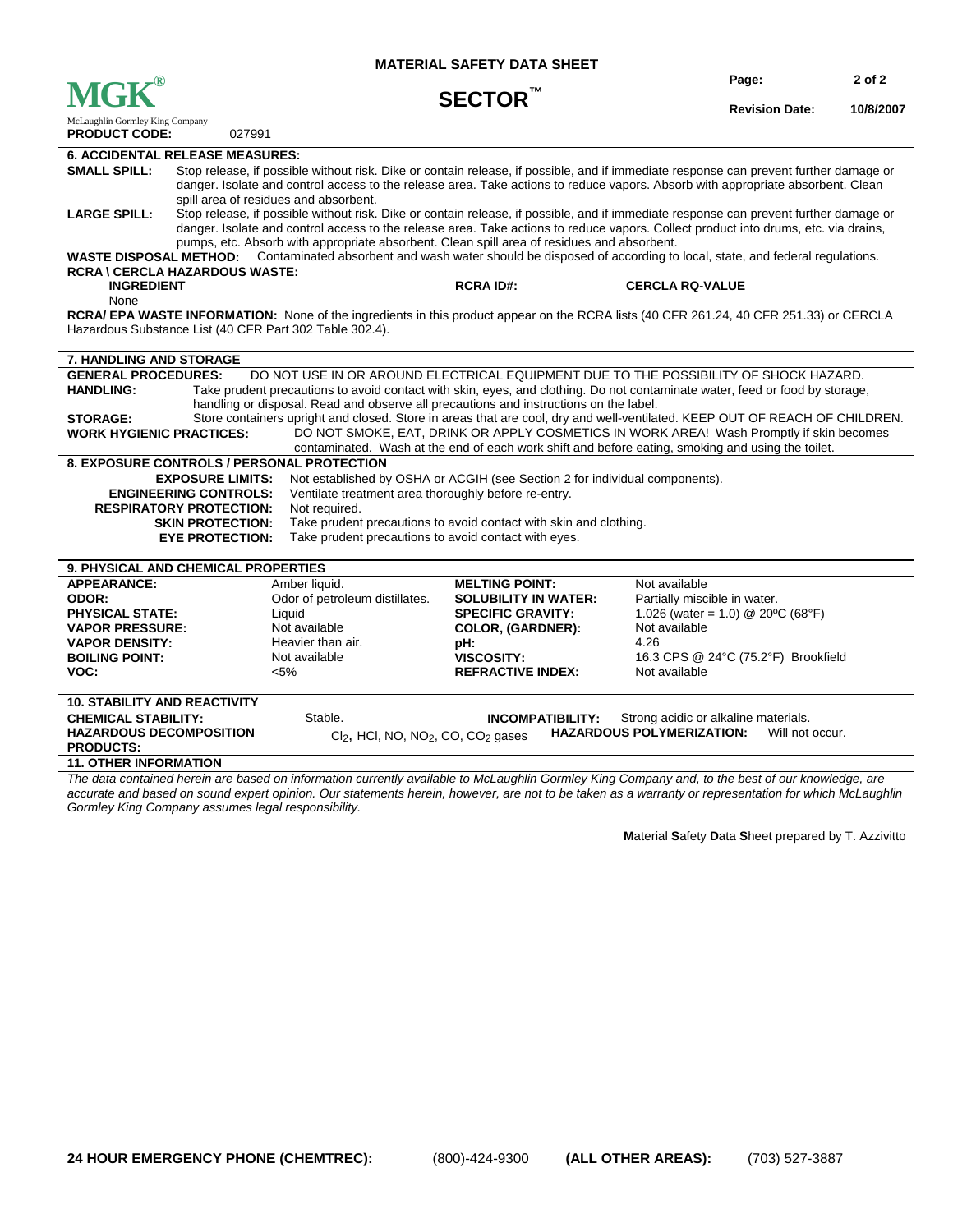## 6. ACCIDENTAL RELEASE MEASURES:

**SMALL SPILL:** Stop release, if possible without risk. Dike or contain release, if possible, and if immediate response can prevent further damage or danger. Isolate and control access to the release area. Take actions to reduce vapors. Absorb with appropriate absorbent. Clean spill area of residues and absorbent.

**LARGE SPILL:** Stop release, if possible without risk. Dike or contain release, if possible, and if immediate response can prevent further damage or danger. Isolate and control access to the release area. Take actions to reduce vapors. Collect product into drums, etc. via drains, pumps, etc. Absorb with appropriate absorbent. Clean spill area of residues and absorbent.

**WASTE DISPOSAL METHOD:** Contaminated absorbent and wash water should be disposed of according to local, state, and federal regulations.

**RCRA \ CERCLA HAZARDOUS WASTE:**

| INGREDIENT | RCRA ID#: | CERCLA RQ-VALUE |
|---|---|---|
| None | | |

**RCRA/ EPA WASTE INFORMATION:** None of the ingredients in this product appear on the RCRA lists (40 CFR 261.24, 40 CFR 251.33) or CERCLA Hazardous Substance List (40 CFR Part 302 Table 302.4).

## 7. HANDLING AND STORAGE

**GENERAL PROCEDURES:** DO NOT USE IN OR AROUND ELECTRICAL EQUIPMENT DUE TO THE POSSIBILITY OF SHOCK HAZARD.

**HANDLING:** Take prudent precautions to avoid contact with skin, eyes, and clothing. Do not contaminate water, feed or food by storage, handling or disposal. Read and observe all precautions and instructions on the label.

**STORAGE:** Store containers upright and closed. Store in areas that are cool, dry and well-ventilated. KEEP OUT OF REACH OF CHILDREN.

**WORK HYGIENIC PRACTICES:** DO NOT SMOKE, EAT, DRINK OR APPLY COSMETICS IN WORK AREA! Wash Promptly if skin becomes contaminated. Wash at the end of each work shift and before eating, smoking and using the toilet.

## 8. EXPOSURE CONTROLS / PERSONAL PROTECTION

**EXPOSURE LIMITS:** Not established by OSHA or ACGIH (see Section 2 for individual components).

**ENGINEERING CONTROLS:** Ventilate treatment area thoroughly before re-entry.

**RESPIRATORY PROTECTION:** Not required.

**SKIN PROTECTION:** Take prudent precautions to avoid contact with skin and clothing.

**EYE PROTECTION:** Take prudent precautions to avoid contact with eyes.

## 9. PHYSICAL AND CHEMICAL PROPERTIES

| | | | |
|---|---|---|---|
| **APPEARANCE:** | Amber liquid. | **MELTING POINT:** | Not available |
| **ODOR:** | Odor of petroleum distillates. | **SOLUBILITY IN WATER:** | Partially miscible in water. |
| **PHYSICAL STATE:** | Liquid | **SPECIFIC GRAVITY:** | 1.026 (water = 1.0) @ 20ºC (68°F) |
| **VAPOR PRESSURE:** | Not available | **COLOR, (GARDNER):** | Not available |
| **VAPOR DENSITY:** | Heavier than air. | **pH:** | 4.26 |
| **BOILING POINT:** | Not available | **VISCOSITY:** | 16.3 CPS @ 24°C (75.2°F) Brookfield |
| **VOC:** | <5% | **REFRACTIVE INDEX:** | Not available |

## 10. STABILITY AND REACTIVITY

| | | | |
|---|---|---|---|
| **CHEMICAL STABILITY:** | Stable. | **INCOMPATIBILITY:** | Strong acidic or alkaline materials. |
| **HAZARDOUS DECOMPOSITION PRODUCTS:** | $Cl_2$, HCl, NO, $NO_2$, CO, $CO_2$ gases | **HAZARDOUS POLYMERIZATION:** | Will not occur. |

## 11. OTHER INFORMATION

*The data contained herein are based on information currently available to McLaughlin Gormley King Company and, to the best of our knowledge, are accurate and based on sound expert opinion. Our statements herein, however, are not to be taken as a warranty or representation for which McLaughlin Gormley King Company assumes legal responsibility.*

**M**aterial **S**afety **D**ata **S**heet prepared by T. Azzivitto

**24 HOUR EMERGENCY PHONE (CHEMTREC):** (800)-424-9300 **(ALL OTHER AREAS):** (703) 527-3887